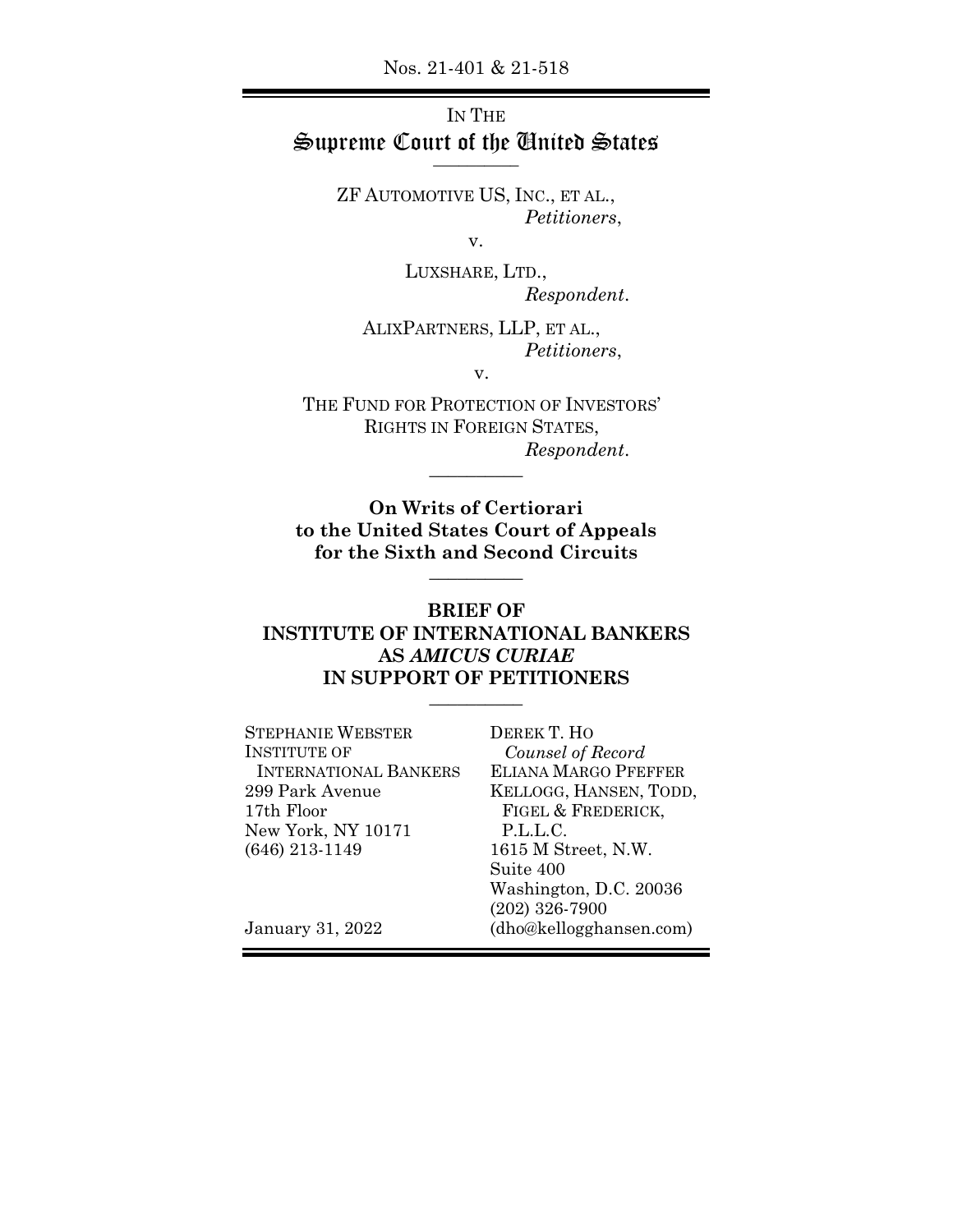Nos. 21-401 & 21-518

IN THE
# Supreme Court of the United States

---

ZF AUTOMOTIVE US, INC., ET AL.,
*Petitioners*,

v.

LUXSHARE, LTD.,
*Respondent*.

ALIXPARTNERS, LLP, ET AL.,
*Petitioners*,

v.

THE FUND FOR PROTECTION OF INVESTORS' RIGHTS IN FOREIGN STATES,
*Respondent*.

---

**On Writs of Certiorari
to the United States Court of Appeals
for the Sixth and Second Circuits**

---

**BRIEF OF
INSTITUTE OF INTERNATIONAL BANKERS
AS *AMICUS CURIAE*
IN SUPPORT OF PETITIONERS**

---

STEPHANIE WEBSTER
INSTITUTE OF INTERNATIONAL BANKERS
299 Park Avenue
17th Floor
New York, NY 10171
(646) 213-1149

DEREK T. HO
*Counsel of Record*
ELIANA MARGO PFEFFER
KELLOGG, HANSEN, TODD, FIGEL & FREDERICK, P.L.L.C.
1615 M Street, N.W.
Suite 400
Washington, D.C. 20036
(202) 326-7900
(dho@kellogghansen.com)

January 31, 2022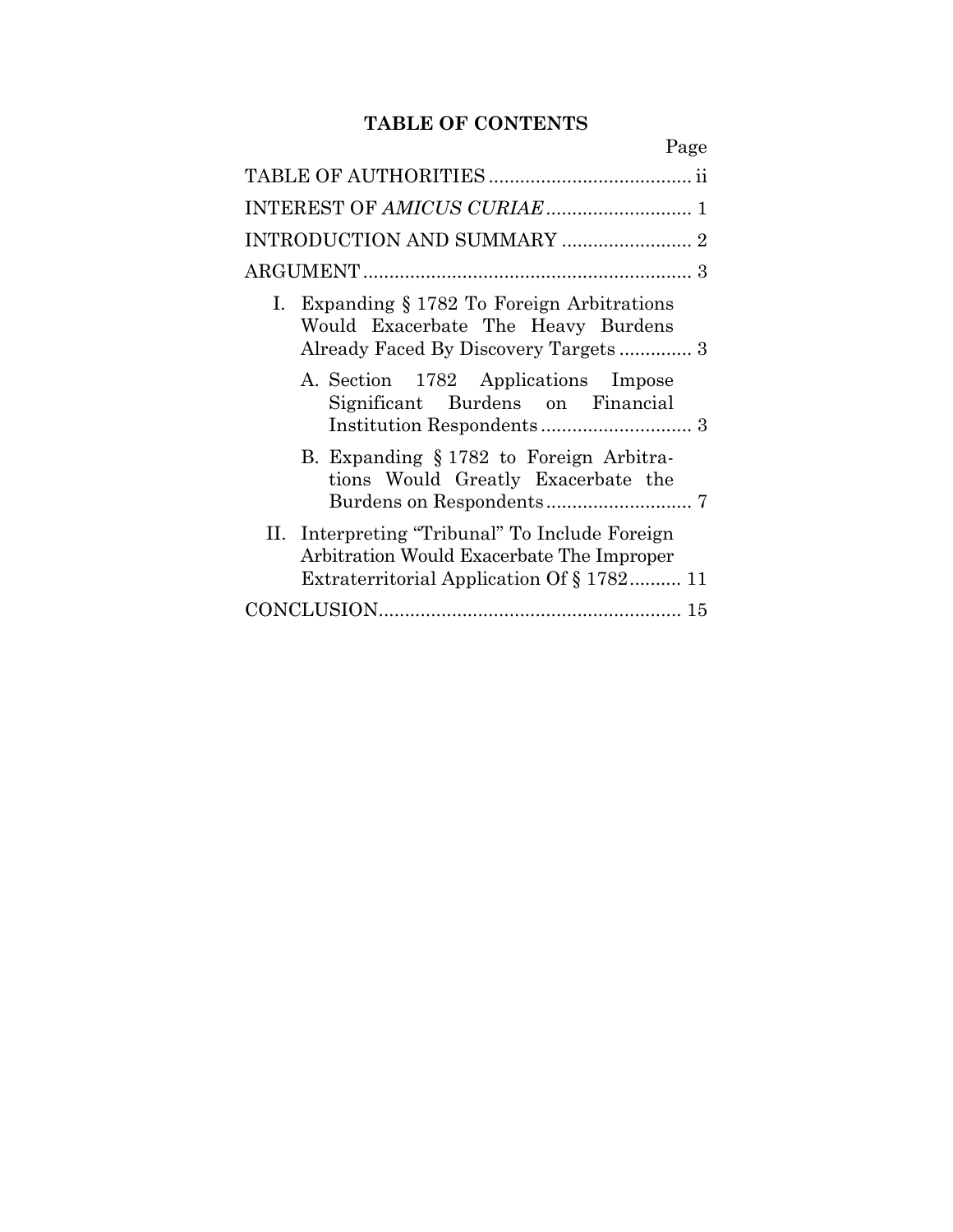# TABLE OF CONTENTS

| | Page |
|---|---|
| TABLE OF AUTHORITIES | ii |
| INTEREST OF *AMICUS CURIAE* | 1 |
| INTRODUCTION AND SUMMARY | 2 |
| ARGUMENT | 3 |
| I. Expanding § 1782 To Foreign Arbitrations Would Exacerbate The Heavy Burdens Already Faced By Discovery Targets | 3 |
| A. Section 1782 Applications Impose Significant Burdens on Financial Institution Respondents | 3 |
| B. Expanding § 1782 to Foreign Arbitrations Would Greatly Exacerbate the Burdens on Respondents | 7 |
| II. Interpreting "Tribunal" To Include Foreign Arbitration Would Exacerbate The Improper Extraterritorial Application Of § 1782 | 11 |
| CONCLUSION | 15 |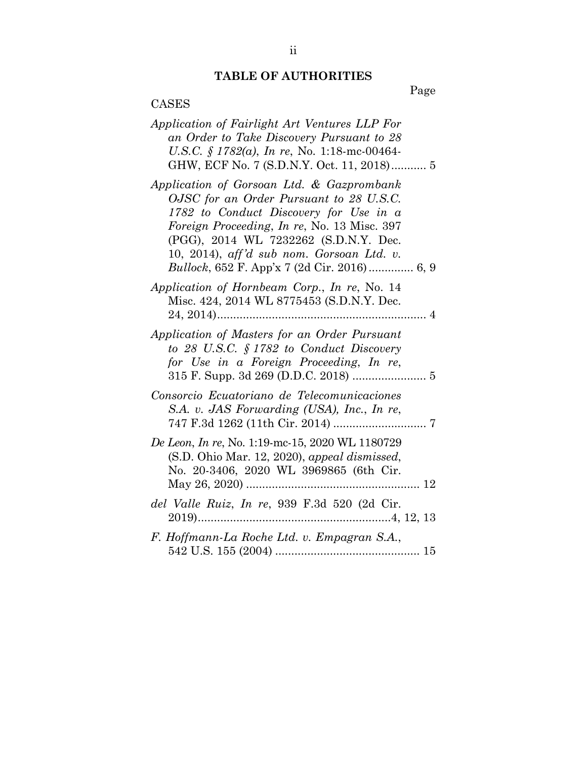## TABLE OF AUTHORITIES

Page

CASES

*Application of Fairlight Art Ventures LLP For an Order to Take Discovery Pursuant to 28 U.S.C. § 1782(a)*, *In re*, No. 1:18-mc-00464-GHW, ECF No. 7 (S.D.N.Y. Oct. 11, 2018) .......... 5

*Application of Gorsoan Ltd. & Gazprombank OJSC for an Order Pursuant to 28 U.S.C. 1782 to Conduct Discovery for Use in a Foreign Proceeding*, *In re*, No. 13 Misc. 397 (PGG), 2014 WL 7232262 (S.D.N.Y. Dec. 10, 2014), *aff'd sub nom. Gorsoan Ltd. v. Bullock*, 652 F. App'x 7 (2d Cir. 2016) ............. 6, 9

*Application of Hornbeam Corp.*, *In re*, No. 14 Misc. 424, 2014 WL 8775453 (S.D.N.Y. Dec. 24, 2014) ................................................................ 4

*Application of Masters for an Order Pursuant to 28 U.S.C. § 1782 to Conduct Discovery for Use in a Foreign Proceeding*, *In re*, 315 F. Supp. 3d 269 (D.D.C. 2018) ...................... 5

*Consorcio Ecuatoriano de Telecomunicaciones S.A. v. JAS Forwarding (USA), Inc.*, *In re*, 747 F.3d 1262 (11th Cir. 2014) ............................ 7

*De Leon*, *In re*, No. 1:19-mc-15, 2020 WL 1180729 (S.D. Ohio Mar. 12, 2020), *appeal dismissed*, No. 20-3406, 2020 WL 3969865 (6th Cir. May 26, 2020) ..................................................... 12

*del Valle Ruiz*, *In re*, 939 F.3d 520 (2d Cir. 2019) ...........................................................4, 12, 13

*F. Hoffmann-La Roche Ltd. v. Empagran S.A.*, 542 U.S. 155 (2004) ............................................ 15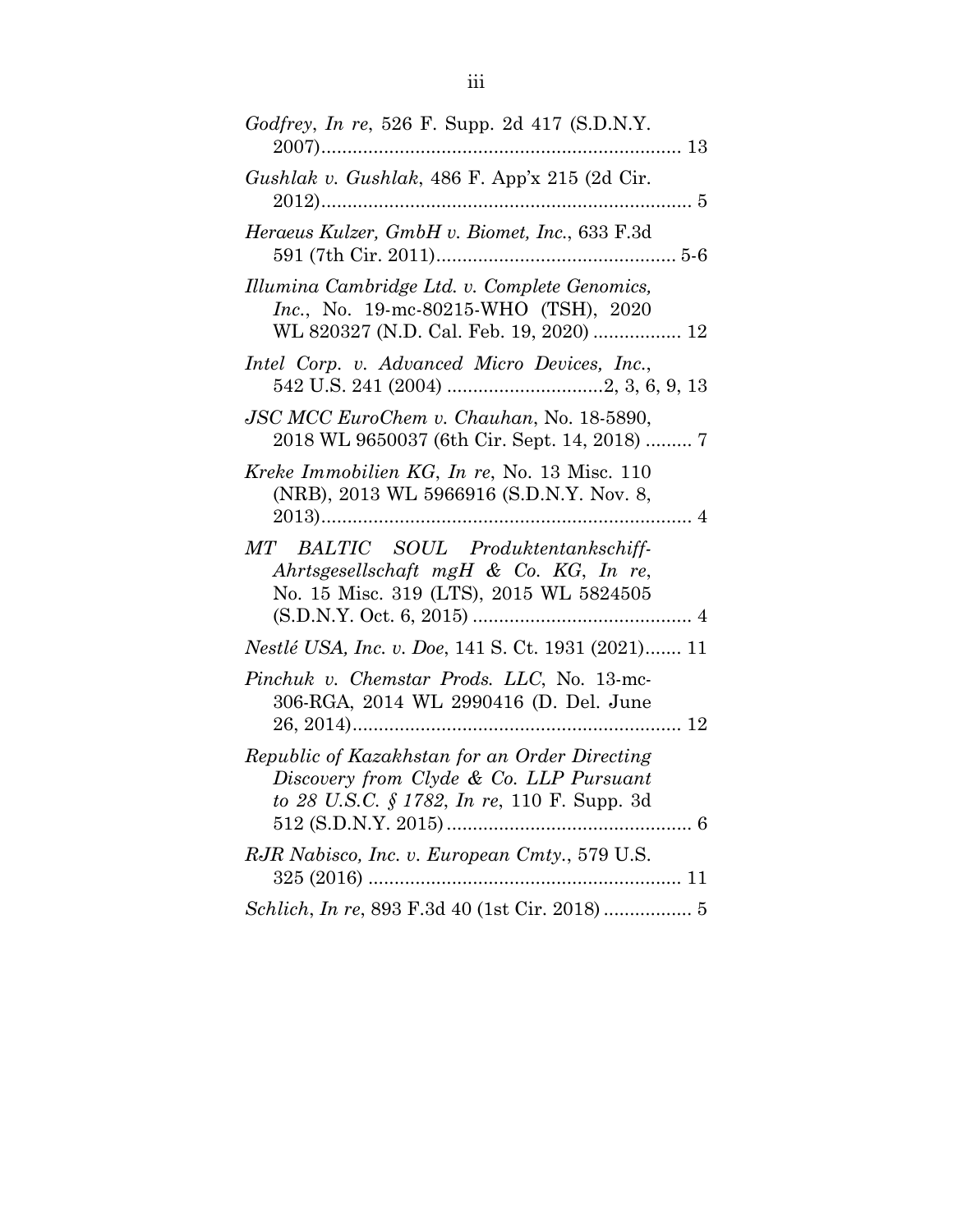*Godfrey*, *In re*, 526 F. Supp. 2d 417 (S.D.N.Y. 2007)....................................................................... 13

*Gushlak v. Gushlak*, 486 F. App'x 215 (2d Cir. 2012)......................................................................... 5

*Heraeus Kulzer, GmbH v. Biomet, Inc.*, 633 F.3d 591 (7th Cir. 2011).............................................. 5-6

*Illumina Cambridge Ltd. v. Complete Genomics, Inc.*, No. 19-mc-80215-WHO (TSH), 2020 WL 820327 (N.D. Cal. Feb. 19, 2020) ................. 12

*Intel Corp. v. Advanced Micro Devices, Inc.*, 542 U.S. 241 (2004) .............................2, 3, 6, 9, 13

*JSC MCC EuroChem v. Chauhan*, No. 18-5890, 2018 WL 9650037 (6th Cir. Sept. 14, 2018) ......... 7

*Kreke Immobilien KG*, *In re*, No. 13 Misc. 110 (NRB), 2013 WL 5966916 (S.D.N.Y. Nov. 8, 2013)......................................................................... 4

*MT BALTIC SOUL Produktentankschiff-Ahrtsgesellschaft mgH & Co. KG*, *In re*, No. 15 Misc. 319 (LTS), 2015 WL 5824505 (S.D.N.Y. Oct. 6, 2015) .......................................... 4

*Nestlé USA, Inc. v. Doe*, 141 S. Ct. 1931 (2021)....... 11

*Pinchuk v. Chemstar Prods. LLC*, No. 13-mc-306-RGA, 2014 WL 2990416 (D. Del. June 26, 2014)............................................................... 12

*Republic of Kazakhstan for an Order Directing Discovery from Clyde & Co. LLP Pursuant to 28 U.S.C. § 1782*, *In re*, 110 F. Supp. 3d 512 (S.D.N.Y. 2015)............................................... 6

*RJR Nabisco, Inc. v. European Cmty.*, 579 U.S. 325 (2016) ............................................................ 11

*Schlich*, *In re*, 893 F.3d 40 (1st Cir. 2018)................. 5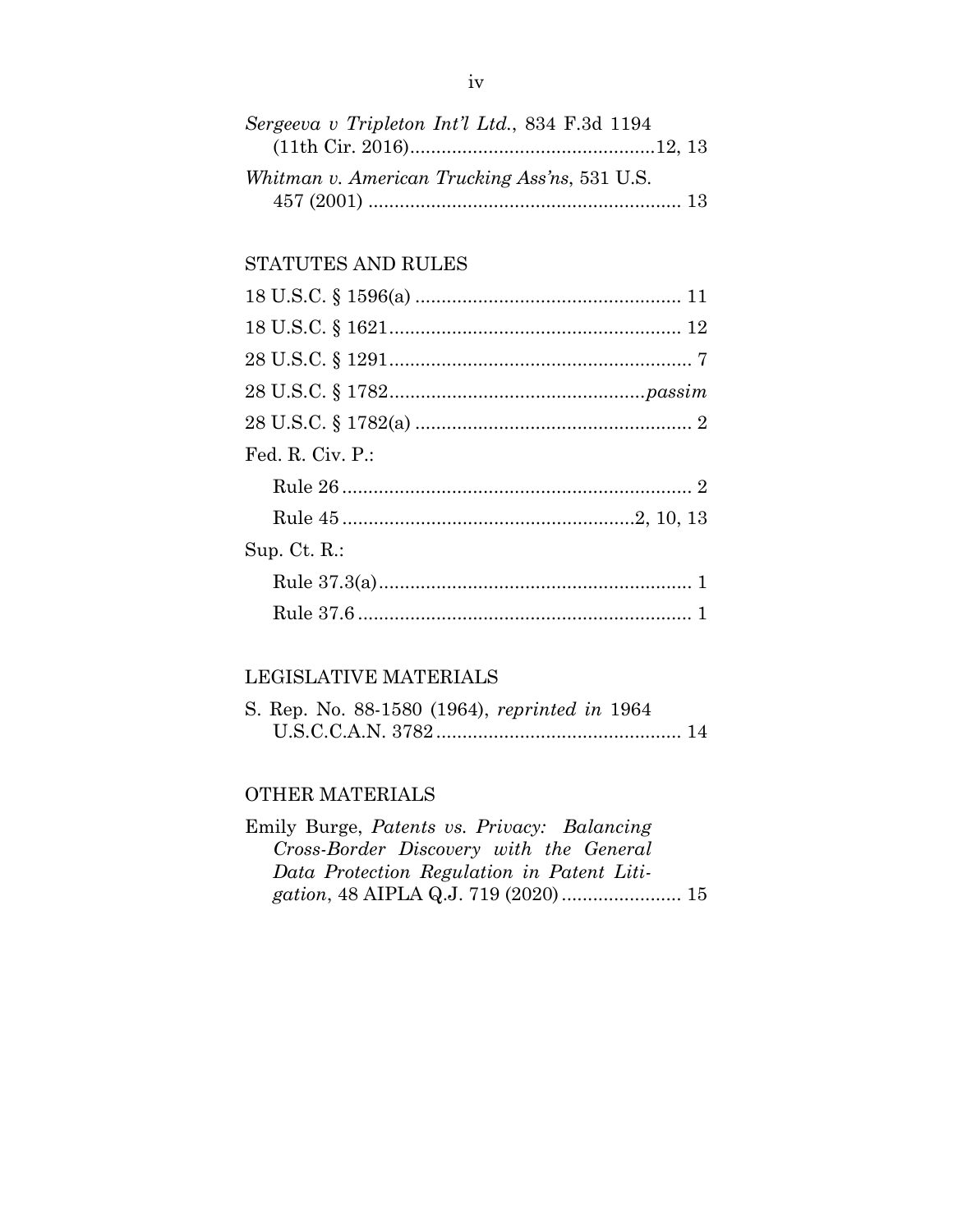*Sergeeva v Tripleton Int'l Ltd.*, 834 F.3d 1194 (11th Cir. 2016)..............................................12, 13

*Whitman v. American Trucking Ass'ns*, 531 U.S. 457 (2001) ........................................................... 13

## STATUTES AND RULES

18 U.S.C. § 1596(a) .................................................. 11

18 U.S.C. § 1621....................................................... 12

28 U.S.C. § 1291......................................................... 7

28 U.S.C. § 1782................................................*passim*

28 U.S.C. § 1782(a) .................................................... 2

Fed. R. Civ. P.:

Rule 26.................................................................. 2

Rule 45.......................................................2, 10, 13

Sup. Ct. R.:

Rule 37.3(a)........................................................... 1

Rule 37.6 ............................................................... 1

## LEGISLATIVE MATERIALS

S. Rep. No. 88-1580 (1964), *reprinted in* 1964 U.S.C.C.A.N. 3782............................................... 14

## OTHER MATERIALS

Emily Burge, *Patents vs. Privacy: Balancing Cross-Border Discovery with the General Data Protection Regulation in Patent Litigation*, 48 AIPLA Q.J. 719 (2020)....................... 15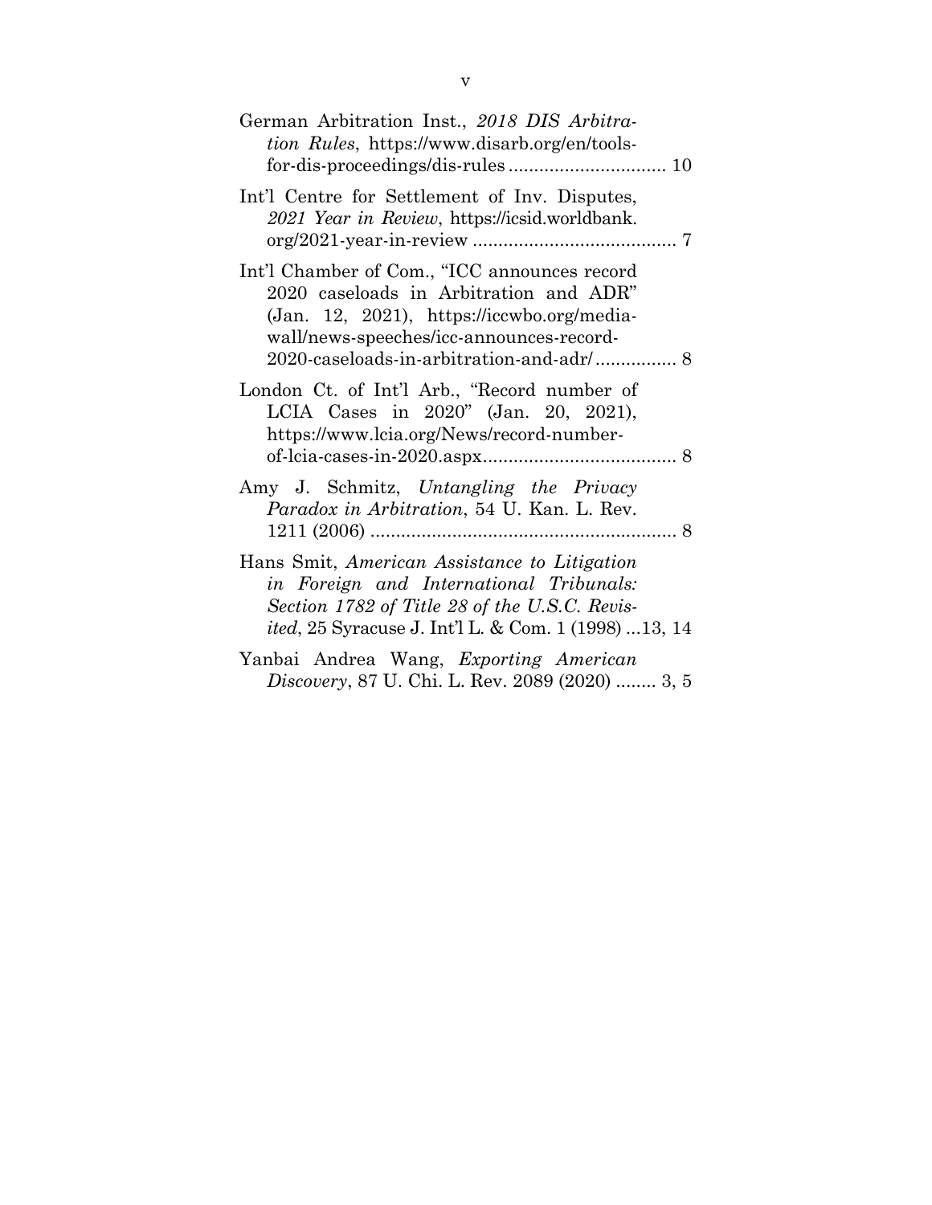German Arbitration Inst., *2018 DIS Arbitration Rules*, https://www.disarb.org/en/tools-for-dis-proceedings/dis-rules ............................... 10

Int'l Centre for Settlement of Inv. Disputes, *2021 Year in Review*, https://icsid.worldbank.org/2021-year-in-review ........................................ 7

Int'l Chamber of Com., "ICC announces record 2020 caseloads in Arbitration and ADR" (Jan. 12, 2021), https://iccwbo.org/media-wall/news-speeches/icc-announces-record-2020-caseloads-in-arbitration-and-adr/ ................ 8

London Ct. of Int'l Arb., "Record number of LCIA Cases in 2020" (Jan. 20, 2021), https://www.lcia.org/News/record-number-of-lcia-cases-in-2020.aspx....................................... 8

Amy J. Schmitz, *Untangling the Privacy Paradox in Arbitration*, 54 U. Kan. L. Rev. 1211 (2006) ............................................................. 8

Hans Smit, *American Assistance to Litigation in Foreign and International Tribunals: Section 1782 of Title 28 of the U.S.C. Revisited*, 25 Syracuse J. Int'l L. & Com. 1 (1998) ...13, 14

Yanbai Andrea Wang, *Exporting American Discovery*, 87 U. Chi. L. Rev. 2089 (2020) ........ 3, 5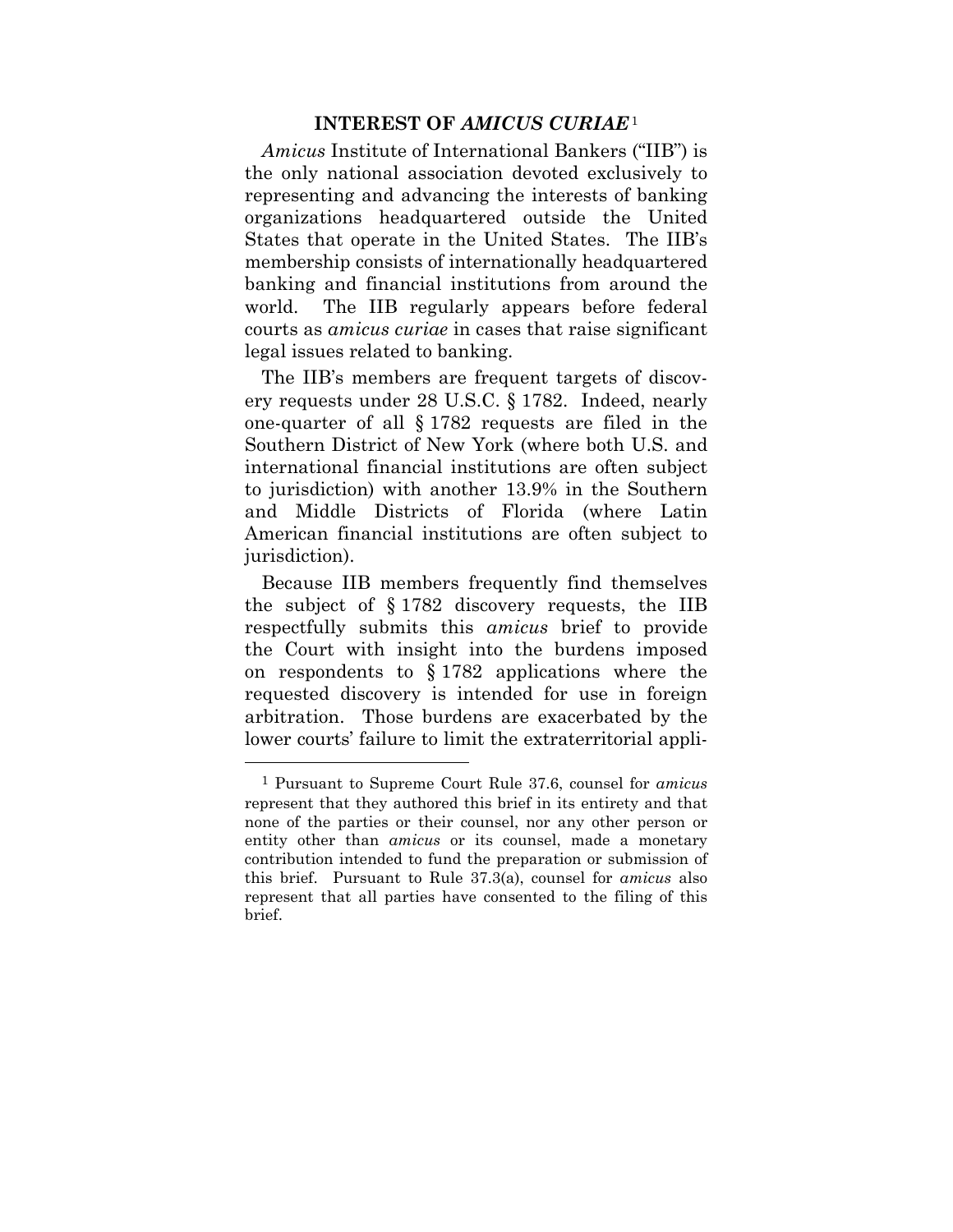## INTEREST OF *AMICUS CURIAE*[1]

*Amicus* Institute of International Bankers ("IIB") is the only national association devoted exclusively to representing and advancing the interests of banking organizations headquartered outside the United States that operate in the United States. The IIB's membership consists of internationally headquartered banking and financial institutions from around the world. The IIB regularly appears before federal courts as *amicus curiae* in cases that raise significant legal issues related to banking.

The IIB's members are frequent targets of discovery requests under 28 U.S.C. § 1782. Indeed, nearly one-quarter of all § 1782 requests are filed in the Southern District of New York (where both U.S. and international financial institutions are often subject to jurisdiction) with another 13.9% in the Southern and Middle Districts of Florida (where Latin American financial institutions are often subject to jurisdiction).

Because IIB members frequently find themselves the subject of § 1782 discovery requests, the IIB respectfully submits this *amicus* brief to provide the Court with insight into the burdens imposed on respondents to § 1782 applications where the requested discovery is intended for use in foreign arbitration. Those burdens are exacerbated by the lower courts' failure to limit the extraterritorial appli-

---

[1] Pursuant to Supreme Court Rule 37.6, counsel for *amicus* represent that they authored this brief in its entirety and that none of the parties or their counsel, nor any other person or entity other than *amicus* or its counsel, made a monetary contribution intended to fund the preparation or submission of this brief. Pursuant to Rule 37.3(a), counsel for *amicus* also represent that all parties have consented to the filing of this brief.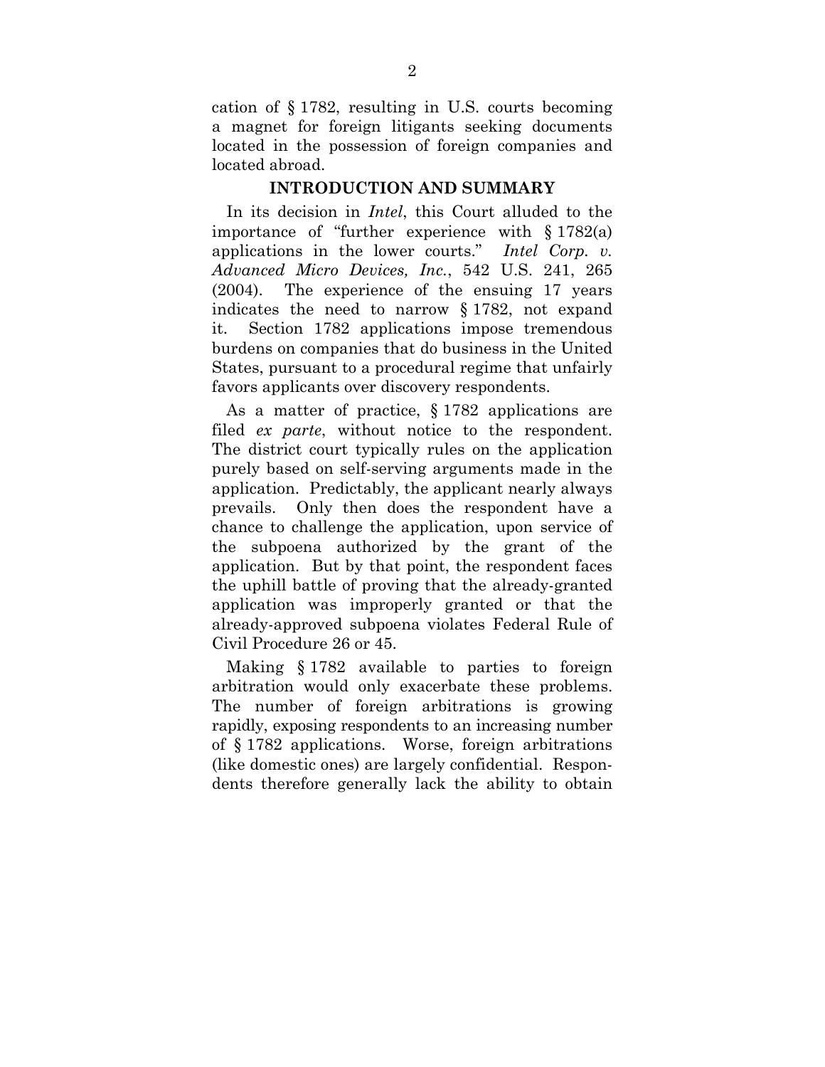cation of § 1782, resulting in U.S. courts becoming a magnet for foreign litigants seeking documents located in the possession of foreign companies and located abroad.

## INTRODUCTION AND SUMMARY

In its decision in *Intel*, this Court alluded to the importance of "further experience with § 1782(a) applications in the lower courts." *Intel Corp. v. Advanced Micro Devices, Inc.*, 542 U.S. 241, 265 (2004). The experience of the ensuing 17 years indicates the need to narrow § 1782, not expand it. Section 1782 applications impose tremendous burdens on companies that do business in the United States, pursuant to a procedural regime that unfairly favors applicants over discovery respondents.

As a matter of practice, § 1782 applications are filed *ex parte*, without notice to the respondent. The district court typically rules on the application purely based on self-serving arguments made in the application. Predictably, the applicant nearly always prevails. Only then does the respondent have a chance to challenge the application, upon service of the subpoena authorized by the grant of the application. But by that point, the respondent faces the uphill battle of proving that the already-granted application was improperly granted or that the already-approved subpoena violates Federal Rule of Civil Procedure 26 or 45.

Making § 1782 available to parties to foreign arbitration would only exacerbate these problems. The number of foreign arbitrations is growing rapidly, exposing respondents to an increasing number of § 1782 applications. Worse, foreign arbitrations (like domestic ones) are largely confidential. Respondents therefore generally lack the ability to obtain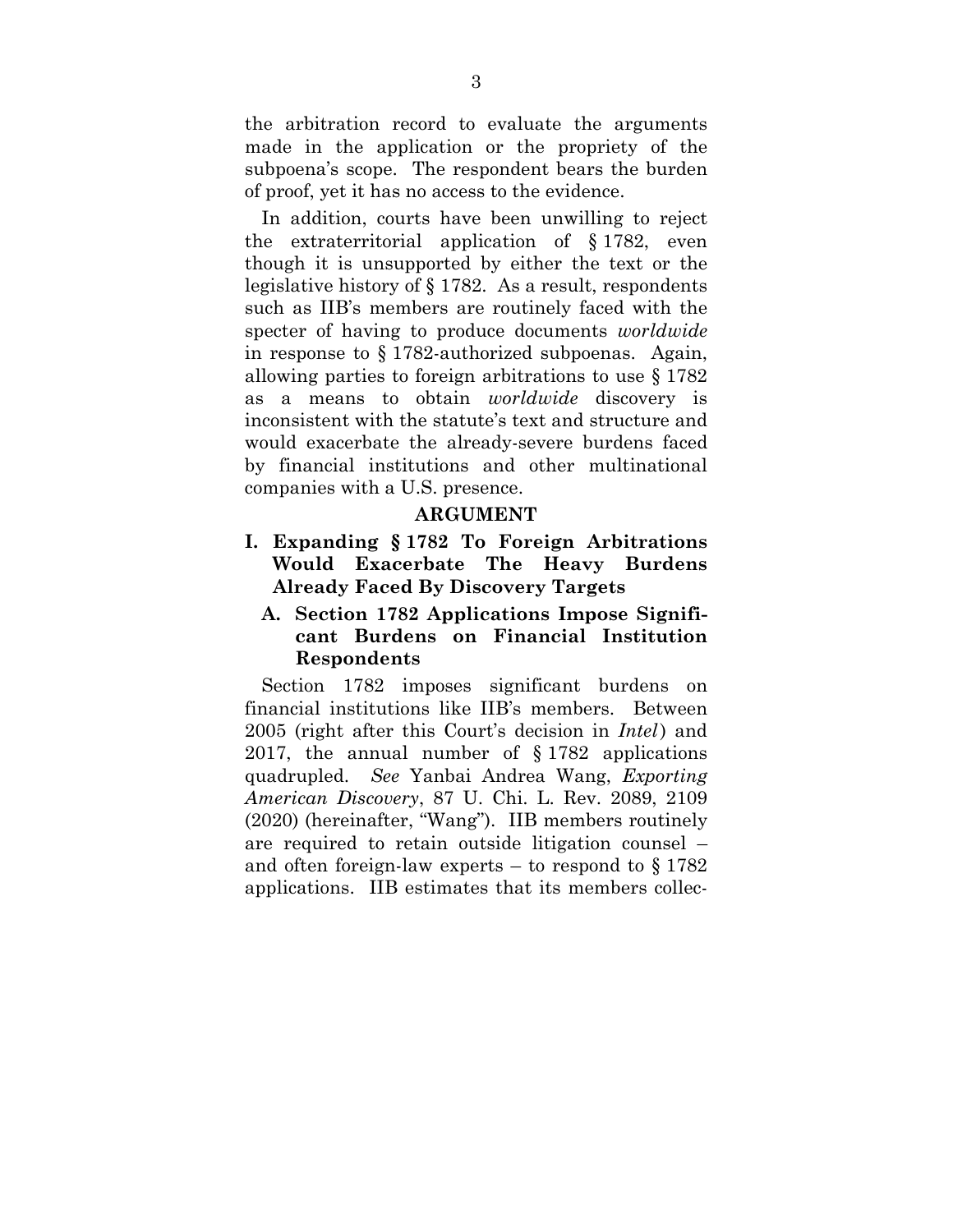the arbitration record to evaluate the arguments made in the application or the propriety of the subpoena's scope. The respondent bears the burden of proof, yet it has no access to the evidence.

In addition, courts have been unwilling to reject the extraterritorial application of § 1782, even though it is unsupported by either the text or the legislative history of § 1782. As a result, respondents such as IIB's members are routinely faced with the specter of having to produce documents *worldwide* in response to § 1782-authorized subpoenas. Again, allowing parties to foreign arbitrations to use § 1782 as a means to obtain *worldwide* discovery is inconsistent with the statute's text and structure and would exacerbate the already-severe burdens faced by financial institutions and other multinational companies with a U.S. presence.

## ARGUMENT

### I. Expanding § 1782 To Foreign Arbitrations Would Exacerbate The Heavy Burdens Already Faced By Discovery Targets

#### A. Section 1782 Applications Impose Significant Burdens on Financial Institution Respondents

Section 1782 imposes significant burdens on financial institutions like IIB's members. Between 2005 (right after this Court's decision in *Intel*) and 2017, the annual number of § 1782 applications quadrupled. *See* Yanbai Andrea Wang, *Exporting American Discovery*, 87 U. Chi. L. Rev. 2089, 2109 (2020) (hereinafter, "Wang"). IIB members routinely are required to retain outside litigation counsel – and often foreign-law experts – to respond to § 1782 applications. IIB estimates that its members collec-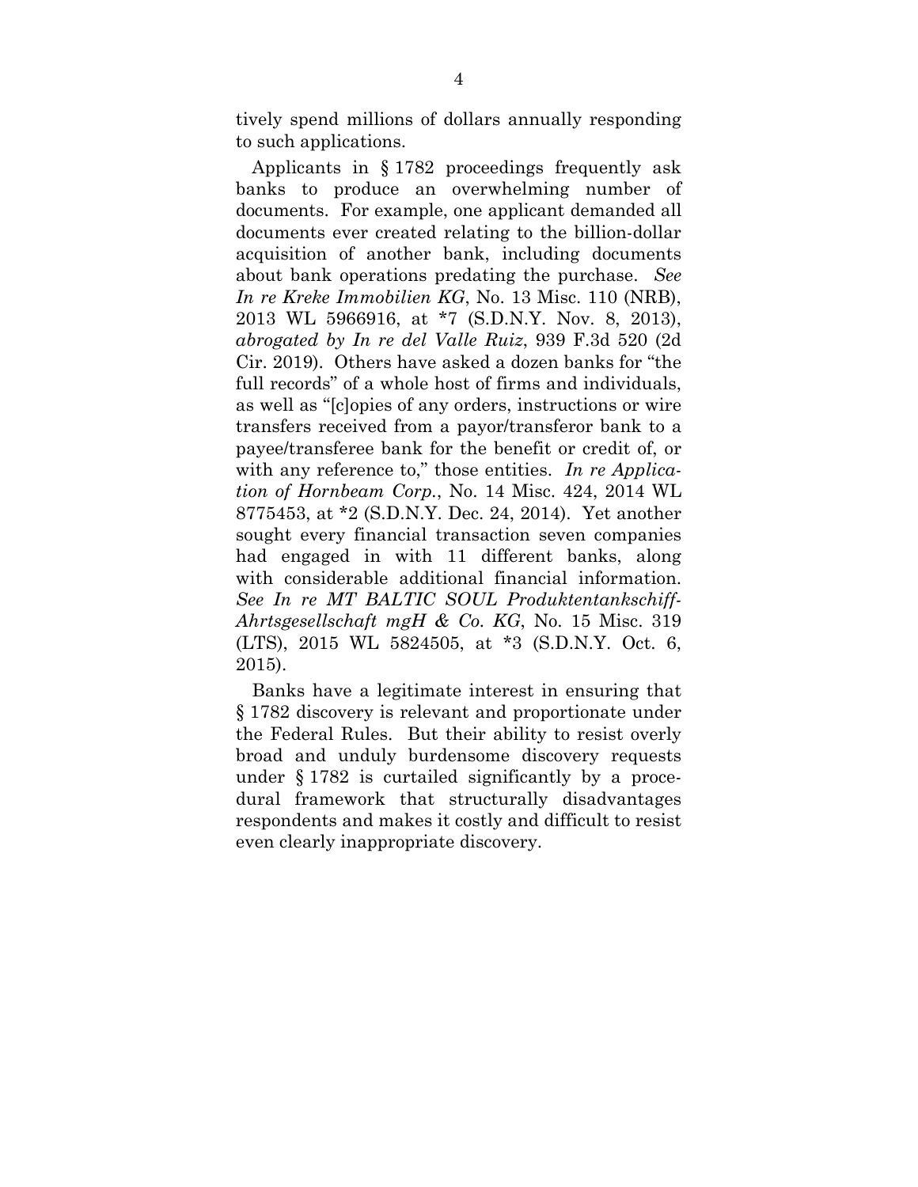tively spend millions of dollars annually responding to such applications.

Applicants in § 1782 proceedings frequently ask banks to produce an overwhelming number of documents. For example, one applicant demanded all documents ever created relating to the billion-dollar acquisition of another bank, including documents about bank operations predating the purchase. *See In re Kreke Immobilien KG*, No. 13 Misc. 110 (NRB), 2013 WL 5966916, at *7 (S.D.N.Y. Nov. 8, 2013), *abrogated by In re del Valle Ruiz*, 939 F.3d 520 (2d Cir. 2019). Others have asked a dozen banks for "the full records" of a whole host of firms and individuals, as well as "[c]opies of any orders, instructions or wire transfers received from a payor/transferor bank to a payee/transferee bank for the benefit or credit of, or with any reference to," those entities. *In re Application of Hornbeam Corp.*, No. 14 Misc. 424, 2014 WL 8775453, at *2 (S.D.N.Y. Dec. 24, 2014). Yet another sought every financial transaction seven companies had engaged in with 11 different banks, along with considerable additional financial information. *See In re MT BALTIC SOUL Produktentankschiff-Ahrtsgesellschaft mgH & Co. KG*, No. 15 Misc. 319 (LTS), 2015 WL 5824505, at *3 (S.D.N.Y. Oct. 6, 2015).

Banks have a legitimate interest in ensuring that § 1782 discovery is relevant and proportionate under the Federal Rules. But their ability to resist overly broad and unduly burdensome discovery requests under § 1782 is curtailed significantly by a procedural framework that structurally disadvantages respondents and makes it costly and difficult to resist even clearly inappropriate discovery.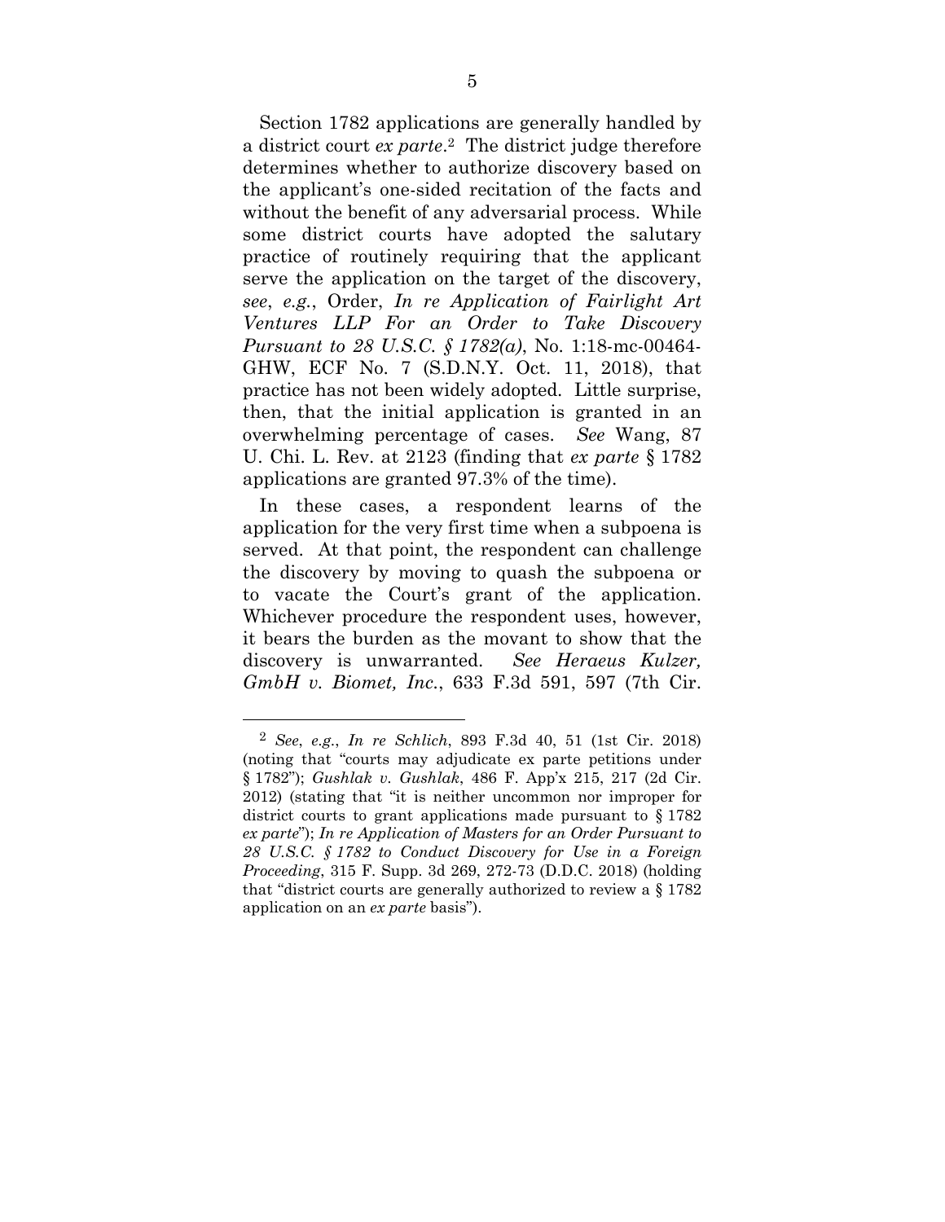Section 1782 applications are generally handled by a district court *ex parte*.[2] The district judge therefore determines whether to authorize discovery based on the applicant's one-sided recitation of the facts and without the benefit of any adversarial process. While some district courts have adopted the salutary practice of routinely requiring that the applicant serve the application on the target of the discovery, *see*, *e.g.*, Order, *In re Application of Fairlight Art Ventures LLP For an Order to Take Discovery Pursuant to 28 U.S.C. § 1782(a)*, No. 1:18-mc-00464-GHW, ECF No. 7 (S.D.N.Y. Oct. 11, 2018), that practice has not been widely adopted. Little surprise, then, that the initial application is granted in an overwhelming percentage of cases. *See* Wang, 87 U. Chi. L. Rev. at 2123 (finding that *ex parte* § 1782 applications are granted 97.3% of the time).

In these cases, a respondent learns of the application for the very first time when a subpoena is served. At that point, the respondent can challenge the discovery by moving to quash the subpoena or to vacate the Court's grant of the application. Whichever procedure the respondent uses, however, it bears the burden as the movant to show that the discovery is unwarranted. *See Heraeus Kulzer, GmbH v. Biomet, Inc.*, 633 F.3d 591, 597 (7th Cir.

---

[2] *See*, *e.g.*, *In re Schlich*, 893 F.3d 40, 51 (1st Cir. 2018) (noting that "courts may adjudicate ex parte petitions under § 1782"); *Gushlak v. Gushlak*, 486 F. App'x 215, 217 (2d Cir. 2012) (stating that "it is neither uncommon nor improper for district courts to grant applications made pursuant to § 1782 *ex parte*"); *In re Application of Masters for an Order Pursuant to 28 U.S.C. § 1782 to Conduct Discovery for Use in a Foreign Proceeding*, 315 F. Supp. 3d 269, 272-73 (D.D.C. 2018) (holding that "district courts are generally authorized to review a § 1782 application on an *ex parte* basis").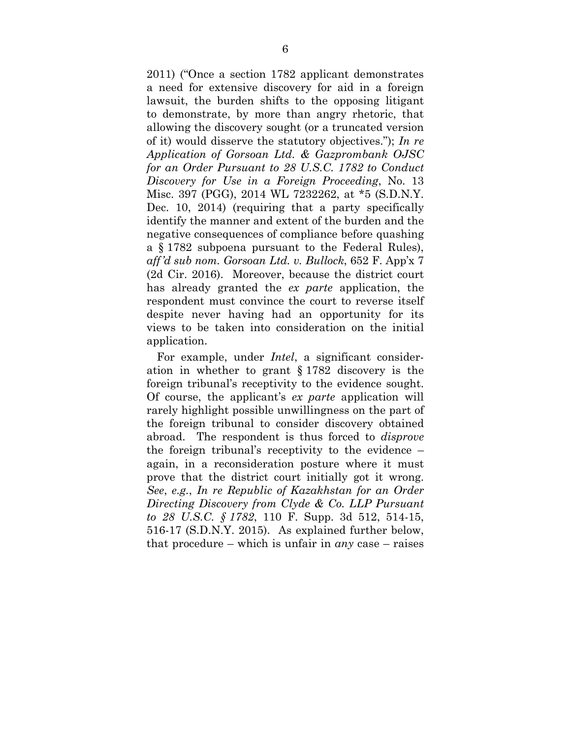2011) ("Once a section 1782 applicant demonstrates a need for extensive discovery for aid in a foreign lawsuit, the burden shifts to the opposing litigant to demonstrate, by more than angry rhetoric, that allowing the discovery sought (or a truncated version of it) would disserve the statutory objectives."); *In re Application of Gorsoan Ltd. & Gazprombank OJSC for an Order Pursuant to 28 U.S.C. 1782 to Conduct Discovery for Use in a Foreign Proceeding*, No. 13 Misc. 397 (PGG), 2014 WL 7232262, at *5 (S.D.N.Y. Dec. 10, 2014) (requiring that a party specifically identify the manner and extent of the burden and the negative consequences of compliance before quashing a § 1782 subpoena pursuant to the Federal Rules), *aff'd sub nom. Gorsoan Ltd. v. Bullock*, 652 F. App'x 7 (2d Cir. 2016). Moreover, because the district court has already granted the *ex parte* application, the respondent must convince the court to reverse itself despite never having had an opportunity for its views to be taken into consideration on the initial application.

For example, under *Intel*, a significant consideration in whether to grant § 1782 discovery is the foreign tribunal's receptivity to the evidence sought. Of course, the applicant's *ex parte* application will rarely highlight possible unwillingness on the part of the foreign tribunal to consider discovery obtained abroad. The respondent is thus forced to *disprove* the foreign tribunal's receptivity to the evidence – again, in a reconsideration posture where it must prove that the district court initially got it wrong. *See*, *e.g.*, *In re Republic of Kazakhstan for an Order Directing Discovery from Clyde & Co. LLP Pursuant to 28 U.S.C. § 1782*, 110 F. Supp. 3d 512, 514-15, 516-17 (S.D.N.Y. 2015). As explained further below, that procedure – which is unfair in *any* case – raises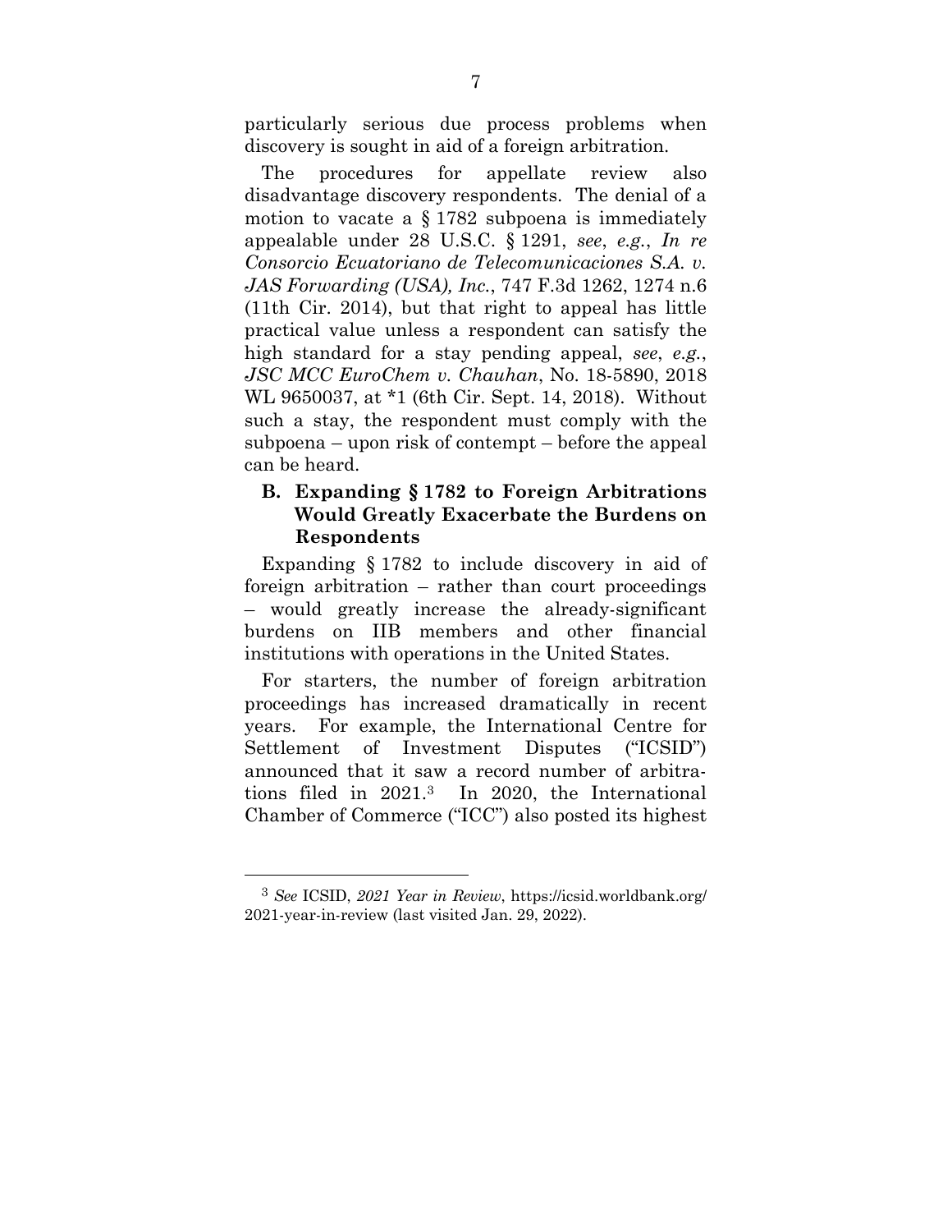particularly serious due process problems when discovery is sought in aid of a foreign arbitration.

The procedures for appellate review also disadvantage discovery respondents. The denial of a motion to vacate a § 1782 subpoena is immediately appealable under 28 U.S.C. § 1291, *see*, *e.g.*, *In re Consorcio Ecuatoriano de Telecomunicaciones S.A. v. JAS Forwarding (USA), Inc.*, 747 F.3d 1262, 1274 n.6 (11th Cir. 2014), but that right to appeal has little practical value unless a respondent can satisfy the high standard for a stay pending appeal, *see*, *e.g.*, *JSC MCC EuroChem v. Chauhan*, No. 18-5890, 2018 WL 9650037, at *1 (6th Cir. Sept. 14, 2018). Without such a stay, the respondent must comply with the subpoena – upon risk of contempt – before the appeal can be heard.

### B. Expanding § 1782 to Foreign Arbitrations Would Greatly Exacerbate the Burdens on Respondents

Expanding § 1782 to include discovery in aid of foreign arbitration – rather than court proceedings – would greatly increase the already-significant burdens on IIB members and other financial institutions with operations in the United States.

For starters, the number of foreign arbitration proceedings has increased dramatically in recent years. For example, the International Centre for Settlement of Investment Disputes ("ICSID") announced that it saw a record number of arbitrations filed in 2021.[3] In 2020, the International Chamber of Commerce ("ICC") also posted its highest

[3] *See* ICSID, *2021 Year in Review*, https://icsid.worldbank.org/2021-year-in-review (last visited Jan. 29, 2022).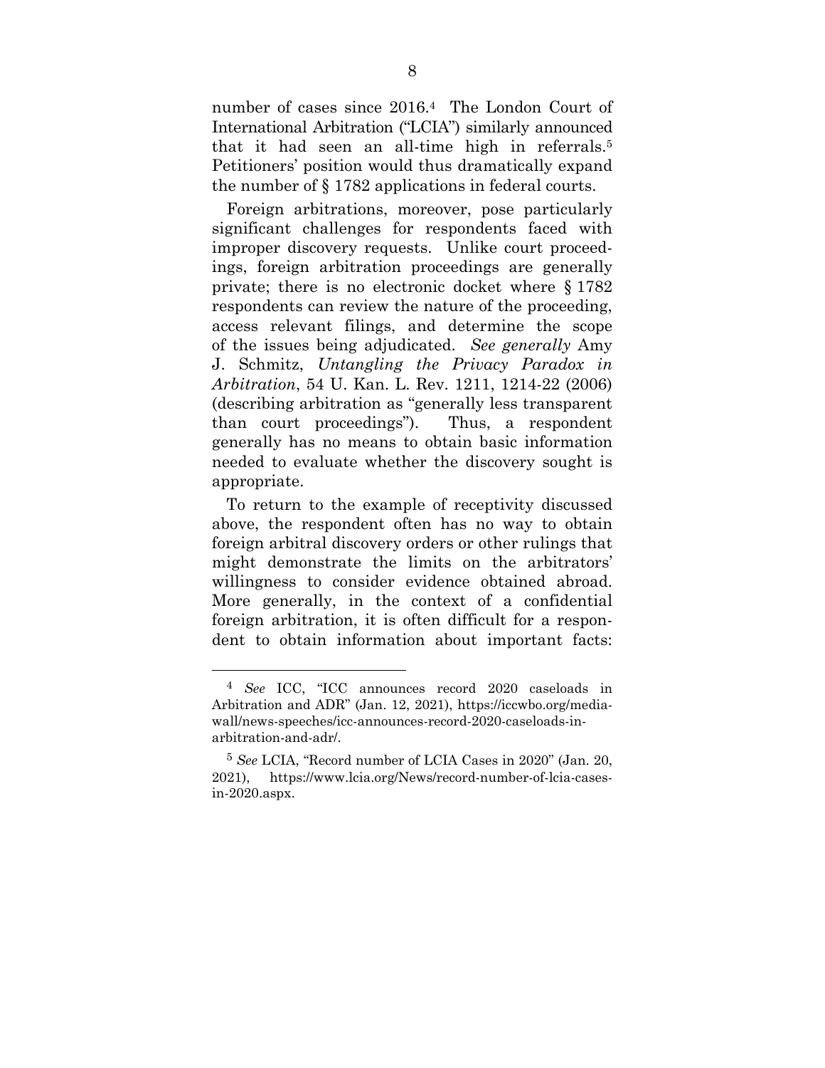number of cases since 2016.[4] The London Court of International Arbitration ("LCIA") similarly announced that it had seen an all-time high in referrals.[5] Petitioners' position would thus dramatically expand the number of § 1782 applications in federal courts.

Foreign arbitrations, moreover, pose particularly significant challenges for respondents faced with improper discovery requests. Unlike court proceedings, foreign arbitration proceedings are generally private; there is no electronic docket where § 1782 respondents can review the nature of the proceeding, access relevant filings, and determine the scope of the issues being adjudicated. *See generally* Amy J. Schmitz, *Untangling the Privacy Paradox in Arbitration*, 54 U. Kan. L. Rev. 1211, 1214-22 (2006) (describing arbitration as "generally less transparent than court proceedings"). Thus, a respondent generally has no means to obtain basic information needed to evaluate whether the discovery sought is appropriate.

To return to the example of receptivity discussed above, the respondent often has no way to obtain foreign arbitral discovery orders or other rulings that might demonstrate the limits on the arbitrators' willingness to consider evidence obtained abroad. More generally, in the context of a confidential foreign arbitration, it is often difficult for a respondent to obtain information about important facts:

---

[4] *See* ICC, "ICC announces record 2020 caseloads in Arbitration and ADR" (Jan. 12, 2021), https://iccwbo.org/media-wall/news-speeches/icc-announces-record-2020-caseloads-in-arbitration-and-adr/.

[5] *See* LCIA, "Record number of LCIA Cases in 2020" (Jan. 20, 2021), https://www.lcia.org/News/record-number-of-lcia-cases-in-2020.aspx.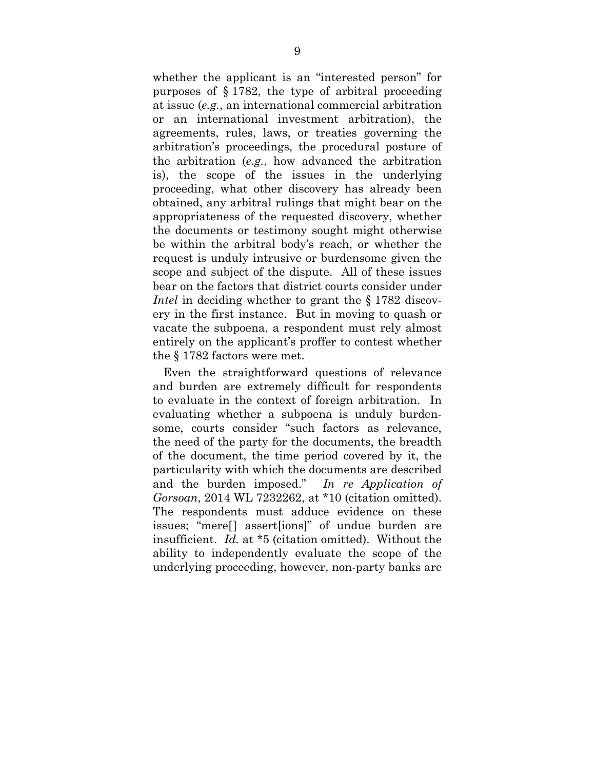whether the applicant is an "interested person" for purposes of § 1782, the type of arbitral proceeding at issue (*e.g.*, an international commercial arbitration or an international investment arbitration), the agreements, rules, laws, or treaties governing the arbitration's proceedings, the procedural posture of the arbitration (*e.g.*, how advanced the arbitration is), the scope of the issues in the underlying proceeding, what other discovery has already been obtained, any arbitral rulings that might bear on the appropriateness of the requested discovery, whether the documents or testimony sought might otherwise be within the arbitral body's reach, or whether the request is unduly intrusive or burdensome given the scope and subject of the dispute. All of these issues bear on the factors that district courts consider under *Intel* in deciding whether to grant the § 1782 discovery in the first instance. But in moving to quash or vacate the subpoena, a respondent must rely almost entirely on the applicant's proffer to contest whether the § 1782 factors were met.

Even the straightforward questions of relevance and burden are extremely difficult for respondents to evaluate in the context of foreign arbitration. In evaluating whether a subpoena is unduly burdensome, courts consider "such factors as relevance, the need of the party for the documents, the breadth of the document, the time period covered by it, the particularity with which the documents are described and the burden imposed." *In re Application of Gorsoan*, 2014 WL 7232262, at *10 (citation omitted). The respondents must adduce evidence on these issues; "mere[] assert[ions]" of undue burden are insufficient. *Id.* at *5 (citation omitted). Without the ability to independently evaluate the scope of the underlying proceeding, however, non-party banks are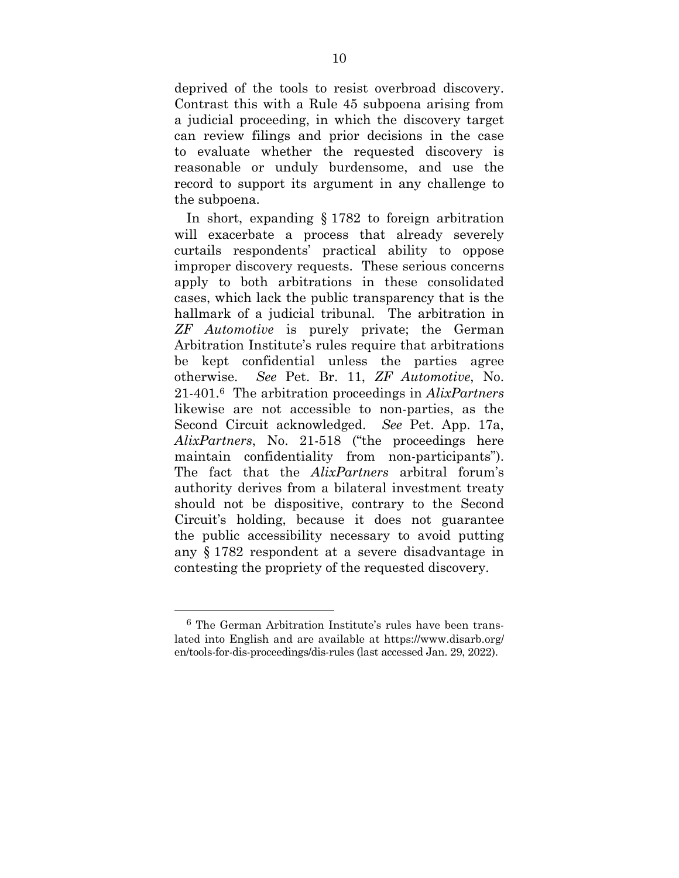deprived of the tools to resist overbroad discovery. Contrast this with a Rule 45 subpoena arising from a judicial proceeding, in which the discovery target can review filings and prior decisions in the case to evaluate whether the requested discovery is reasonable or unduly burdensome, and use the record to support its argument in any challenge to the subpoena.

In short, expanding § 1782 to foreign arbitration will exacerbate a process that already severely curtails respondents' practical ability to oppose improper discovery requests. These serious concerns apply to both arbitrations in these consolidated cases, which lack the public transparency that is the hallmark of a judicial tribunal. The arbitration in *ZF Automotive* is purely private; the German Arbitration Institute's rules require that arbitrations be kept confidential unless the parties agree otherwise. *See* Pet. Br. 11, *ZF Automotive*, No. 21-401.[6] The arbitration proceedings in *AlixPartners* likewise are not accessible to non-parties, as the Second Circuit acknowledged. *See* Pet. App. 17a, *AlixPartners*, No. 21-518 ("the proceedings here maintain confidentiality from non-participants"). The fact that the *AlixPartners* arbitral forum's authority derives from a bilateral investment treaty should not be dispositive, contrary to the Second Circuit's holding, because it does not guarantee the public accessibility necessary to avoid putting any § 1782 respondent at a severe disadvantage in contesting the propriety of the requested discovery.

---

[6] The German Arbitration Institute's rules have been translated into English and are available at https://www.disarb.org/en/tools-for-dis-proceedings/dis-rules (last accessed Jan. 29, 2022).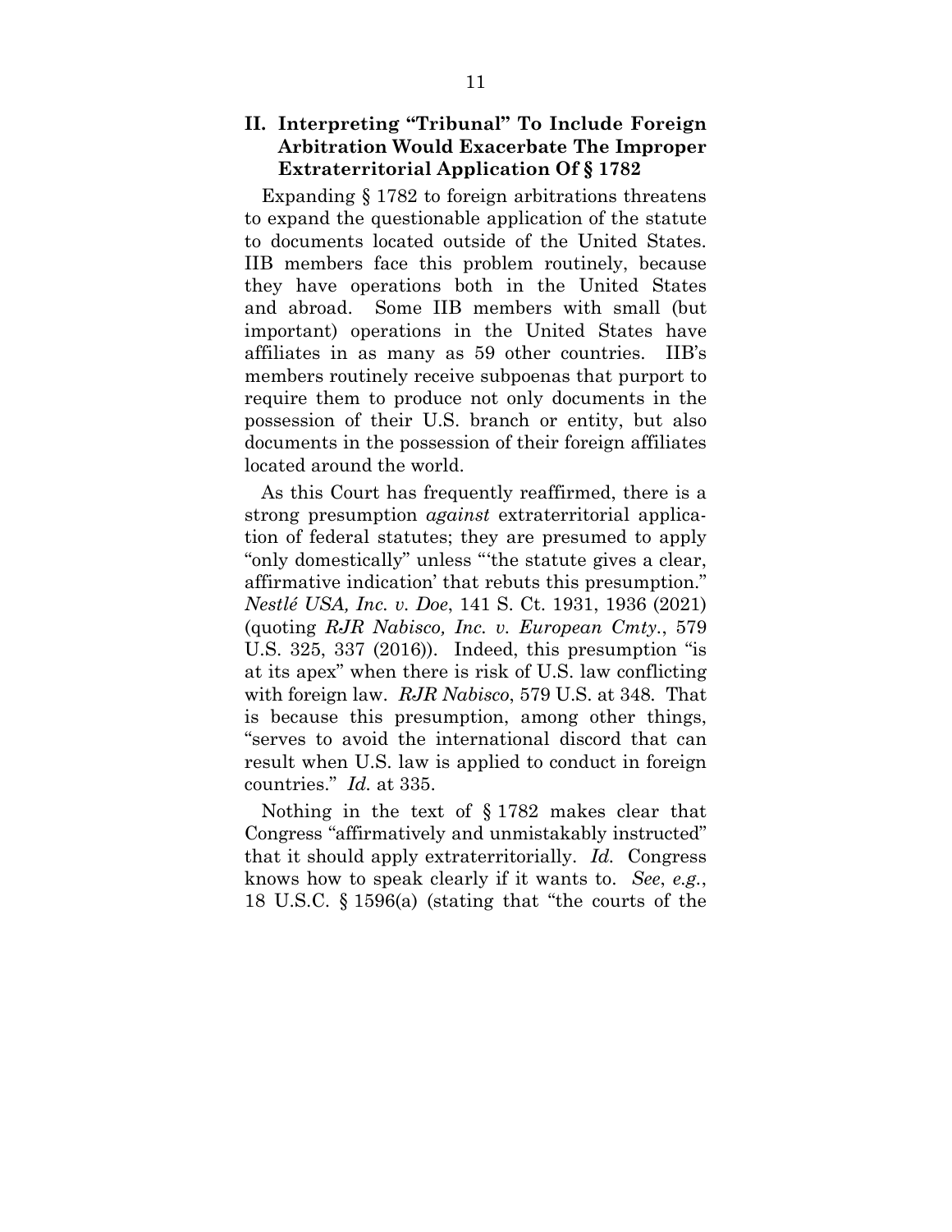## II. Interpreting "Tribunal" To Include Foreign Arbitration Would Exacerbate The Improper Extraterritorial Application Of § 1782

Expanding § 1782 to foreign arbitrations threatens to expand the questionable application of the statute to documents located outside of the United States. IIB members face this problem routinely, because they have operations both in the United States and abroad. Some IIB members with small (but important) operations in the United States have affiliates in as many as 59 other countries. IIB's members routinely receive subpoenas that purport to require them to produce not only documents in the possession of their U.S. branch or entity, but also documents in the possession of their foreign affiliates located around the world.

As this Court has frequently reaffirmed, there is a strong presumption *against* extraterritorial application of federal statutes; they are presumed to apply "only domestically" unless "'the statute gives a clear, affirmative indication' that rebuts this presumption." *Nestlé USA, Inc. v. Doe*, 141 S. Ct. 1931, 1936 (2021) (quoting *RJR Nabisco, Inc. v. European Cmty.*, 579 U.S. 325, 337 (2016)). Indeed, this presumption "is at its apex" when there is risk of U.S. law conflicting with foreign law. *RJR Nabisco*, 579 U.S. at 348. That is because this presumption, among other things, "serves to avoid the international discord that can result when U.S. law is applied to conduct in foreign countries." *Id.* at 335.

Nothing in the text of § 1782 makes clear that Congress "affirmatively and unmistakably instructed" that it should apply extraterritorially. *Id.* Congress knows how to speak clearly if it wants to. *See*, *e.g.*, 18 U.S.C. § 1596(a) (stating that "the courts of the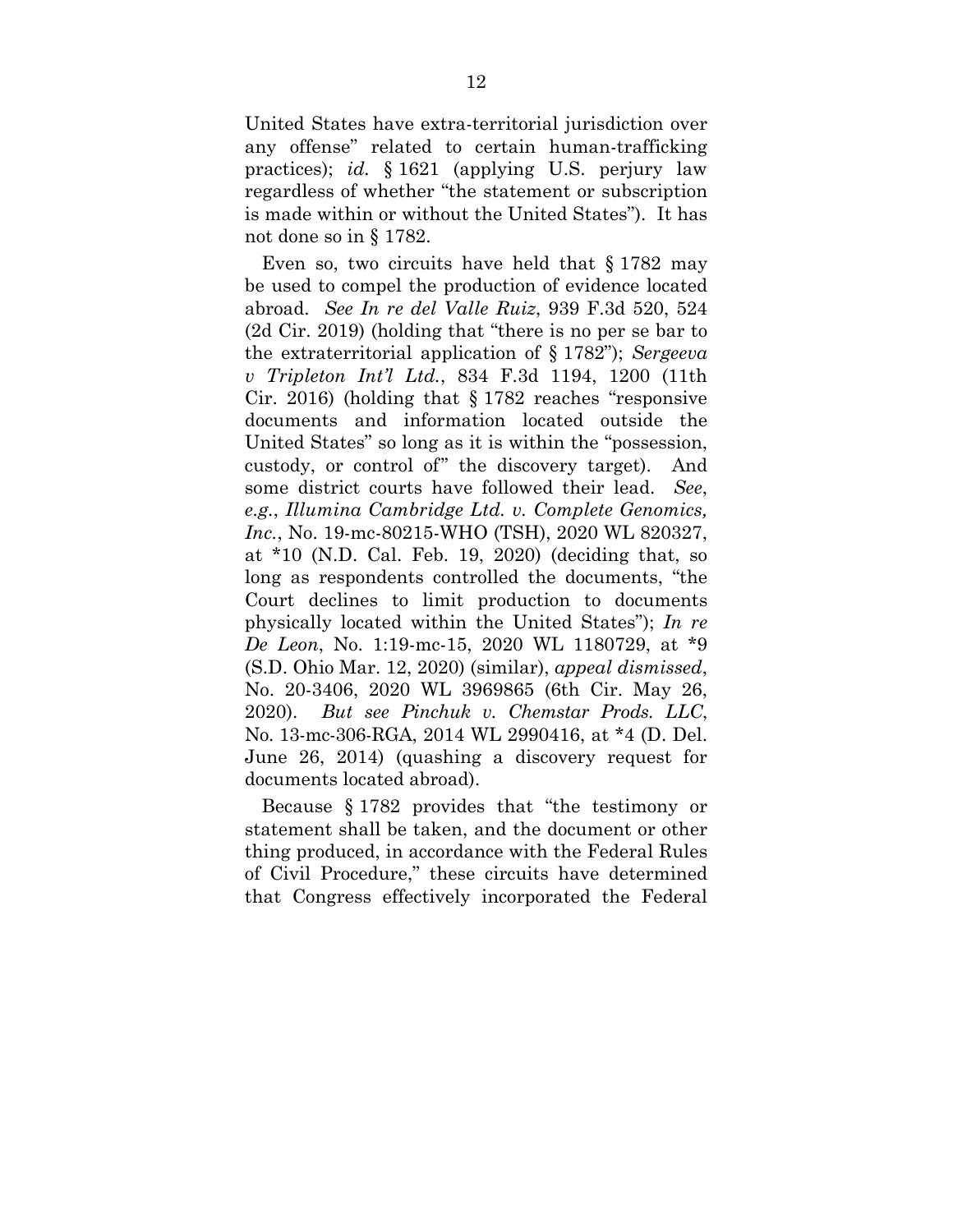United States have extra-territorial jurisdiction over any offense" related to certain human-trafficking practices); *id.* § 1621 (applying U.S. perjury law regardless of whether "the statement or subscription is made within or without the United States"). It has not done so in § 1782.

Even so, two circuits have held that § 1782 may be used to compel the production of evidence located abroad. *See In re del Valle Ruiz*, 939 F.3d 520, 524 (2d Cir. 2019) (holding that "there is no per se bar to the extraterritorial application of § 1782"); *Sergeeva v Tripleton Int'l Ltd.*, 834 F.3d 1194, 1200 (11th Cir. 2016) (holding that § 1782 reaches "responsive documents and information located outside the United States" so long as it is within the "possession, custody, or control of" the discovery target). And some district courts have followed their lead. *See, e.g.*, *Illumina Cambridge Ltd. v. Complete Genomics, Inc.*, No. 19-mc-80215-WHO (TSH), 2020 WL 820327, at *10 (N.D. Cal. Feb. 19, 2020) (deciding that, so long as respondents controlled the documents, "the Court declines to limit production to documents physically located within the United States"); *In re De Leon*, No. 1:19-mc-15, 2020 WL 1180729, at *9 (S.D. Ohio Mar. 12, 2020) (similar), *appeal dismissed*, No. 20-3406, 2020 WL 3969865 (6th Cir. May 26, 2020). *But see Pinchuk v. Chemstar Prods. LLC*, No. 13-mc-306-RGA, 2014 WL 2990416, at *4 (D. Del. June 26, 2014) (quashing a discovery request for documents located abroad).

Because § 1782 provides that "the testimony or statement shall be taken, and the document or other thing produced, in accordance with the Federal Rules of Civil Procedure," these circuits have determined that Congress effectively incorporated the Federal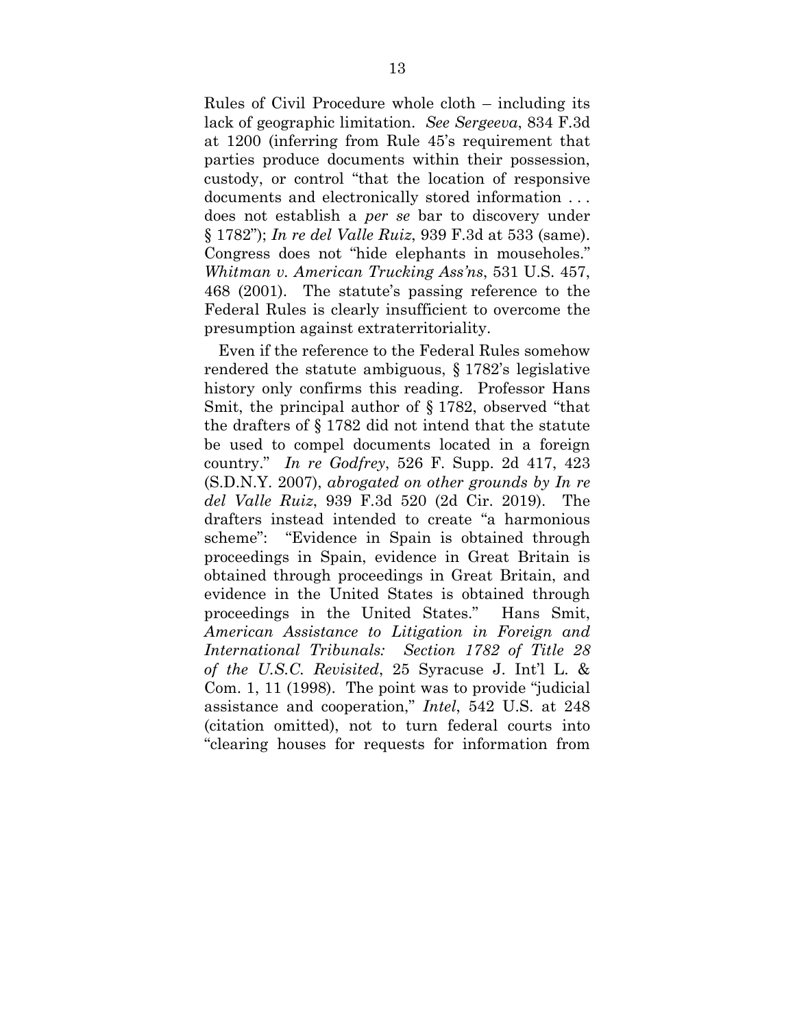Rules of Civil Procedure whole cloth – including its lack of geographic limitation. *See Sergeeva*, 834 F.3d at 1200 (inferring from Rule 45's requirement that parties produce documents within their possession, custody, or control "that the location of responsive documents and electronically stored information . . . does not establish a *per se* bar to discovery under § 1782"); *In re del Valle Ruiz*, 939 F.3d at 533 (same). Congress does not "hide elephants in mouseholes." *Whitman v. American Trucking Ass'ns*, 531 U.S. 457, 468 (2001). The statute's passing reference to the Federal Rules is clearly insufficient to overcome the presumption against extraterritoriality.

Even if the reference to the Federal Rules somehow rendered the statute ambiguous, § 1782's legislative history only confirms this reading. Professor Hans Smit, the principal author of § 1782, observed "that the drafters of § 1782 did not intend that the statute be used to compel documents located in a foreign country." *In re Godfrey*, 526 F. Supp. 2d 417, 423 (S.D.N.Y. 2007), *abrogated on other grounds by In re del Valle Ruiz*, 939 F.3d 520 (2d Cir. 2019). The drafters instead intended to create "a harmonious scheme": "Evidence in Spain is obtained through proceedings in Spain, evidence in Great Britain is obtained through proceedings in Great Britain, and evidence in the United States is obtained through proceedings in the United States." Hans Smit, *American Assistance to Litigation in Foreign and International Tribunals: Section 1782 of Title 28 of the U.S.C. Revisited*, 25 Syracuse J. Int'l L. & Com. 1, 11 (1998). The point was to provide "judicial assistance and cooperation," *Intel*, 542 U.S. at 248 (citation omitted), not to turn federal courts into "clearing houses for requests for information from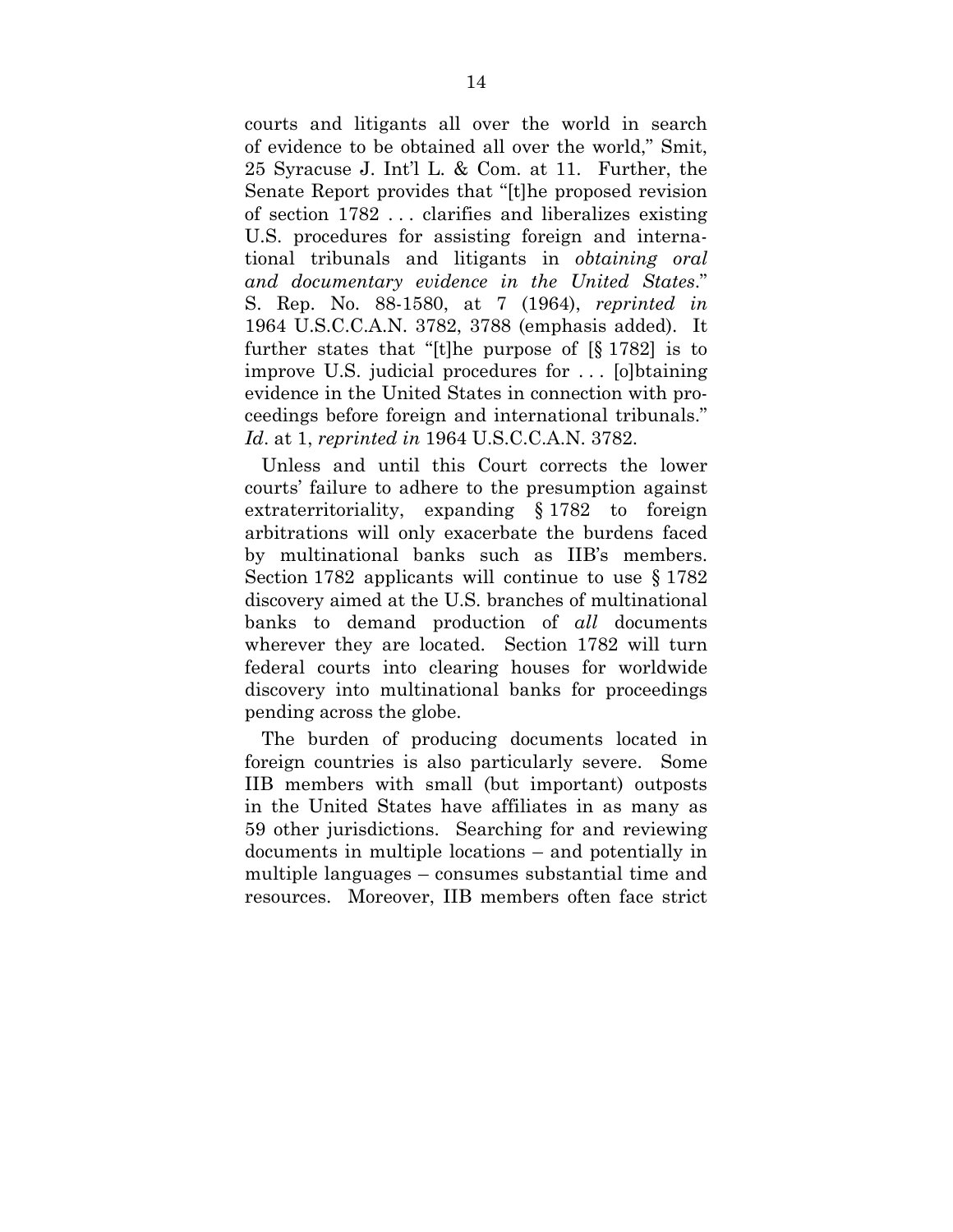courts and litigants all over the world in search of evidence to be obtained all over the world," Smit, 25 Syracuse J. Int'l L. & Com. at 11. Further, the Senate Report provides that "[t]he proposed revision of section 1782 . . . clarifies and liberalizes existing U.S. procedures for assisting foreign and international tribunals and litigants in *obtaining oral and documentary evidence in the United States*." S. Rep. No. 88-1580, at 7 (1964), *reprinted in* 1964 U.S.C.C.A.N. 3782, 3788 (emphasis added). It further states that "[t]he purpose of [§ 1782] is to improve U.S. judicial procedures for . . . [o]btaining evidence in the United States in connection with proceedings before foreign and international tribunals." *Id*. at 1, *reprinted in* 1964 U.S.C.C.A.N. 3782.

Unless and until this Court corrects the lower courts' failure to adhere to the presumption against extraterritoriality, expanding § 1782 to foreign arbitrations will only exacerbate the burdens faced by multinational banks such as IIB's members. Section 1782 applicants will continue to use § 1782 discovery aimed at the U.S. branches of multinational banks to demand production of *all* documents wherever they are located. Section 1782 will turn federal courts into clearing houses for worldwide discovery into multinational banks for proceedings pending across the globe.

The burden of producing documents located in foreign countries is also particularly severe. Some IIB members with small (but important) outposts in the United States have affiliates in as many as 59 other jurisdictions. Searching for and reviewing documents in multiple locations – and potentially in multiple languages – consumes substantial time and resources. Moreover, IIB members often face strict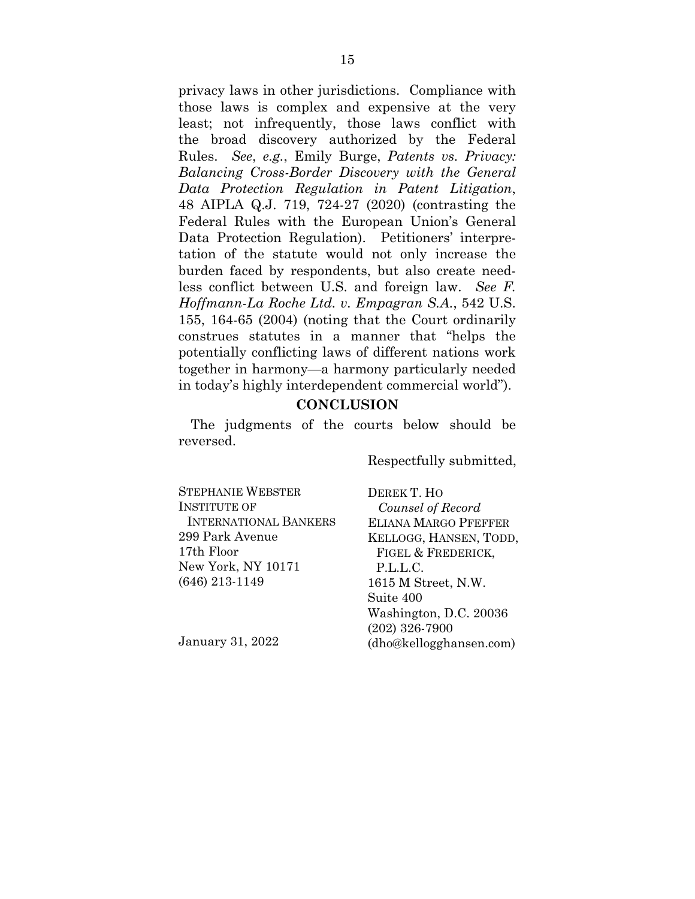privacy laws in other jurisdictions. Compliance with those laws is complex and expensive at the very least; not infrequently, those laws conflict with the broad discovery authorized by the Federal Rules. *See*, *e.g.*, Emily Burge, *Patents vs. Privacy: Balancing Cross-Border Discovery with the General Data Protection Regulation in Patent Litigation*, 48 AIPLA Q.J. 719, 724-27 (2020) (contrasting the Federal Rules with the European Union's General Data Protection Regulation). Petitioners' interpretation of the statute would not only increase the burden faced by respondents, but also create needless conflict between U.S. and foreign law. *See F. Hoffmann-La Roche Ltd. v. Empagran S.A.*, 542 U.S. 155, 164-65 (2004) (noting that the Court ordinarily construes statutes in a manner that "helps the potentially conflicting laws of different nations work together in harmony—a harmony particularly needed in today's highly interdependent commercial world").

## CONCLUSION

The judgments of the courts below should be reversed.

Respectfully submitted,

STEPHANIE WEBSTER
INSTITUTE OF
INTERNATIONAL BANKERS
299 Park Avenue
17th Floor
New York, NY 10171
(646) 213-1149

DEREK T. HO
*Counsel of Record*
ELIANA MARGO PFEFFER
KELLOGG, HANSEN, TODD,
FIGEL & FREDERICK,
P.L.L.C.
1615 M Street, N.W.
Suite 400
Washington, D.C. 20036
(202) 326-7900
(dho@kellogghansen.com)

January 31, 2022